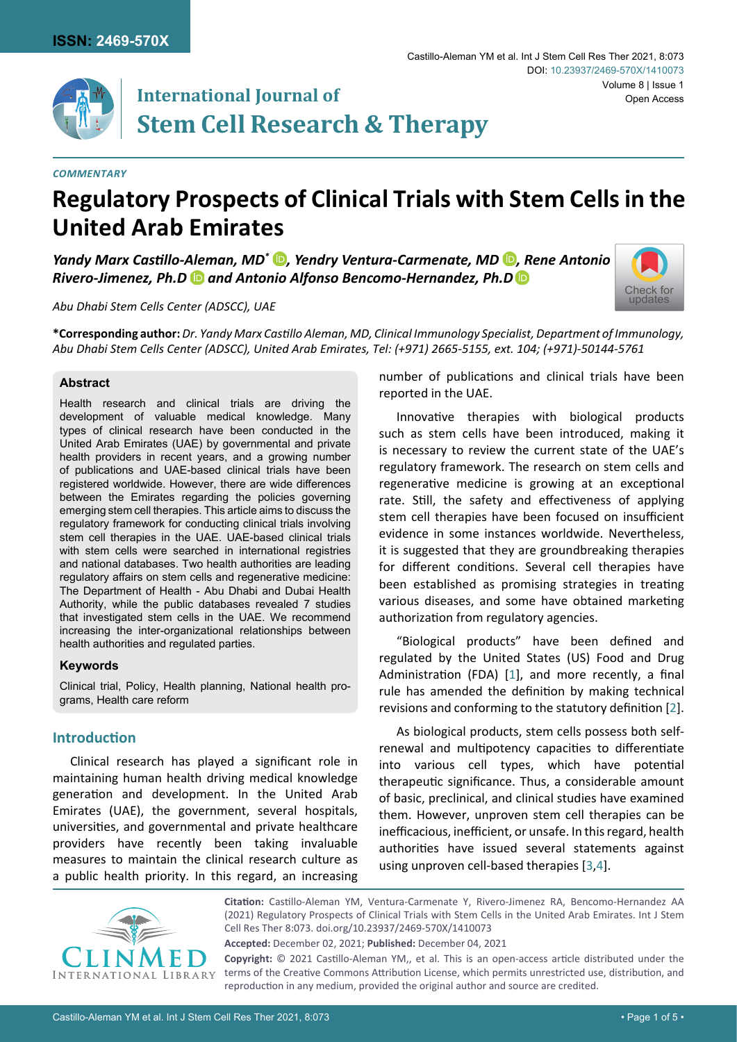COMMENTARY

# Regulatory Prospects of Clinical Trials with Stem Cells in the United Arab Emirates

***Yandy Marx Castillo-Aleman, MD*[\*]*, Yendry Ventura-Carmenate, MD, Rene Antonio Rivero-Jimenez, Ph.D and Antonio Alfonso Bencomo-Hernandez, Ph.D***

*Abu Dhabi Stem Cells Center (ADSCC), UAE*

**\*Corresponding author:** *Dr. Yandy Marx Castillo Aleman, MD, Clinical Immunology Specialist, Department of Immunology, Abu Dhabi Stem Cells Center (ADSCC), United Arab Emirates, Tel: (+971) 2665-5155, ext. 104; (+971)-50144-5761*

## Abstract

Health research and clinical trials are driving the development of valuable medical knowledge. Many types of clinical research have been conducted in the United Arab Emirates (UAE) by governmental and private health providers in recent years, and a growing number of publications and UAE-based clinical trials have been registered worldwide. However, there are wide differences between the Emirates regarding the policies governing emerging stem cell therapies. This article aims to discuss the regulatory framework for conducting clinical trials involving stem cell therapies in the UAE. UAE-based clinical trials with stem cells were searched in international registries and national databases. Two health authorities are leading regulatory affairs on stem cells and regenerative medicine: The Department of Health - Abu Dhabi and Dubai Health Authority, while the public databases revealed 7 studies that investigated stem cells in the UAE. We recommend increasing the inter-organizational relationships between health authorities and regulated parties.

## Keywords

Clinical trial, Policy, Health planning, National health programs, Health care reform

## Introduction

Clinical research has played a significant role in maintaining human health driving medical knowledge generation and development. In the United Arab Emirates (UAE), the government, several hospitals, universities, and governmental and private healthcare providers have recently been taking invaluable measures to maintain the clinical research culture as a public health priority. In this regard, an increasing number of publications and clinical trials have been reported in the UAE.

Innovative therapies with biological products such as stem cells have been introduced, making it is necessary to review the current state of the UAE's regulatory framework. The research on stem cells and regenerative medicine is growing at an exceptional rate. Still, the safety and effectiveness of applying stem cell therapies have been focused on insufficient evidence in some instances worldwide. Nevertheless, it is suggested that they are groundbreaking therapies for different conditions. Several cell therapies have been established as promising strategies in treating various diseases, and some have obtained marketing authorization from regulatory agencies.

"Biological products" have been defined and regulated by the United States (US) Food and Drug Administration (FDA) [1], and more recently, a final rule has amended the definition by making technical revisions and conforming to the statutory definition [2].

As biological products, stem cells possess both self-renewal and multipotency capacities to differentiate into various cell types, which have potential therapeutic significance. Thus, a considerable amount of basic, preclinical, and clinical studies have examined them. However, unproven stem cell therapies can be inefficacious, inefficient, or unsafe. In this regard, health authorities have issued several statements against using unproven cell-based therapies [3,4].

**Citation:** Castillo-Aleman YM, Ventura-Carmenate Y, Rivero-Jimenez RA, Bencomo-Hernandez AA (2021) Regulatory Prospects of Clinical Trials with Stem Cells in the United Arab Emirates. Int J Stem Cell Res Ther 8:073. doi.org/10.23937/2469-570X/1410073

**Accepted:** December 02, 2021; **Published:** December 04, 2021

**Copyright:** © 2021 Castillo-Aleman YM,, et al. This is an open-access article distributed under the terms of the Creative Commons Attribution License, which permits unrestricted use, distribution, and reproduction in any medium, provided the original author and source are credited.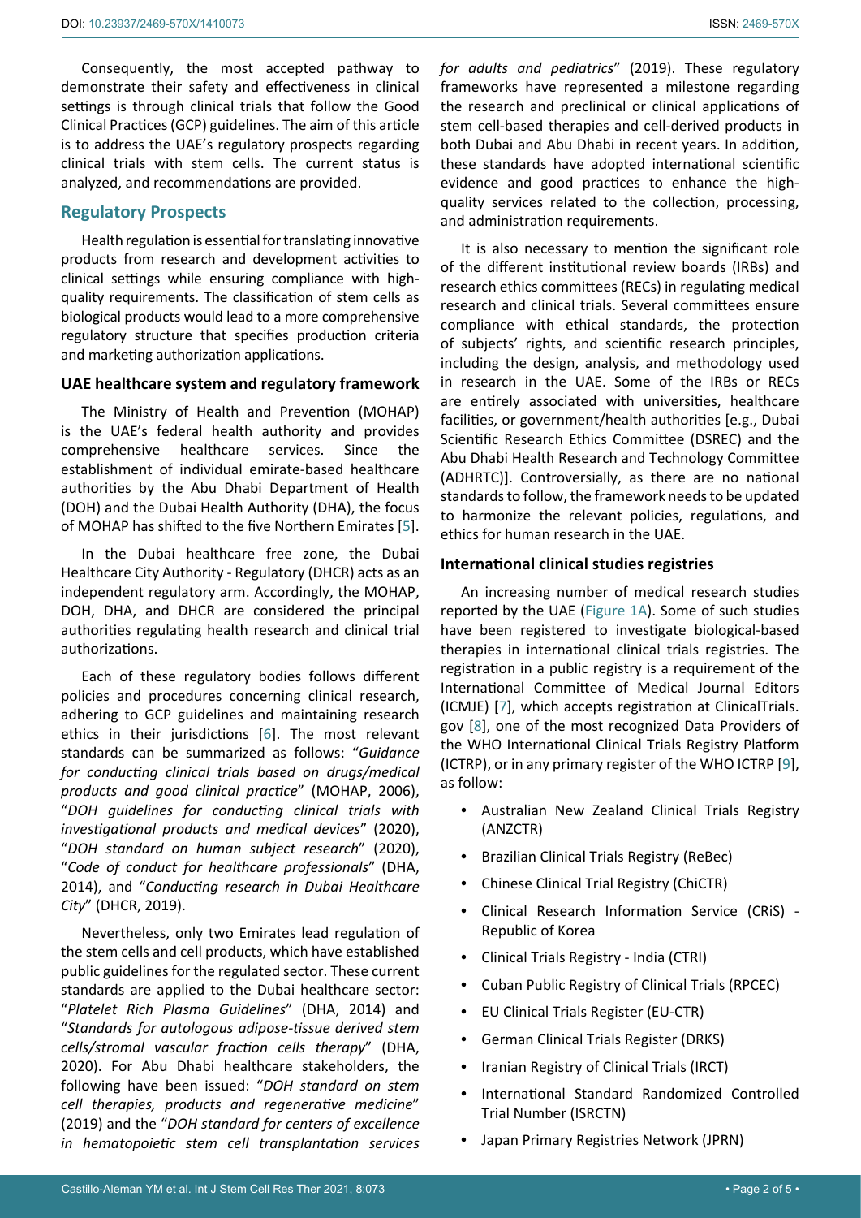Consequently, the most accepted pathway to demonstrate their safety and effectiveness in clinical settings is through clinical trials that follow the Good Clinical Practices (GCP) guidelines. The aim of this article is to address the UAE's regulatory prospects regarding clinical trials with stem cells. The current status is analyzed, and recommendations are provided.

## Regulatory Prospects

Health regulation is essential for translating innovative products from research and development activities to clinical settings while ensuring compliance with high-quality requirements. The classification of stem cells as biological products would lead to a more comprehensive regulatory structure that specifies production criteria and marketing authorization applications.

### UAE healthcare system and regulatory framework

The Ministry of Health and Prevention (MOHAP) is the UAE's federal health authority and provides comprehensive healthcare services. Since the establishment of individual emirate-based healthcare authorities by the Abu Dhabi Department of Health (DOH) and the Dubai Health Authority (DHA), the focus of MOHAP has shifted to the five Northern Emirates [5].

In the Dubai healthcare free zone, the Dubai Healthcare City Authority - Regulatory (DHCR) acts as an independent regulatory arm. Accordingly, the MOHAP, DOH, DHA, and DHCR are considered the principal authorities regulating health research and clinical trial authorizations.

Each of these regulatory bodies follows different policies and procedures concerning clinical research, adhering to GCP guidelines and maintaining research ethics in their jurisdictions [6]. The most relevant standards can be summarized as follows: "*Guidance for conducting clinical trials based on drugs/medical products and good clinical practice*" (MOHAP, 2006), "*DOH guidelines for conducting clinical trials with investigational products and medical devices*" (2020), "*DOH standard on human subject research*" (2020), "*Code of conduct for healthcare professionals*" (DHA, 2014), and "*Conducting research in Dubai Healthcare City*" (DHCR, 2019).

Nevertheless, only two Emirates lead regulation of the stem cells and cell products, which have established public guidelines for the regulated sector. These current standards are applied to the Dubai healthcare sector: "*Platelet Rich Plasma Guidelines*" (DHA, 2014) and "*Standards for autologous adipose-tissue derived stem cells/stromal vascular fraction cells therapy*" (DHA, 2020). For Abu Dhabi healthcare stakeholders, the following have been issued: "*DOH standard on stem cell therapies, products and regenerative medicine*" (2019) and the "*DOH standard for centers of excellence in hematopoietic stem cell transplantation services for adults and pediatrics*" (2019). These regulatory frameworks have represented a milestone regarding the research and preclinical or clinical applications of stem cell-based therapies and cell-derived products in both Dubai and Abu Dhabi in recent years. In addition, these standards have adopted international scientific evidence and good practices to enhance the high-quality services related to the collection, processing, and administration requirements.

It is also necessary to mention the significant role of the different institutional review boards (IRBs) and research ethics committees (RECs) in regulating medical research and clinical trials. Several committees ensure compliance with ethical standards, the protection of subjects' rights, and scientific research principles, including the design, analysis, and methodology used in research in the UAE. Some of the IRBs or RECs are entirely associated with universities, healthcare facilities, or government/health authorities [e.g., Dubai Scientific Research Ethics Committee (DSREC) and the Abu Dhabi Health Research and Technology Committee (ADHRTC)]. Controversially, as there are no national standards to follow, the framework needs to be updated to harmonize the relevant policies, regulations, and ethics for human research in the UAE.

### International clinical studies registries

An increasing number of medical research studies reported by the UAE (Figure 1A). Some of such studies have been registered to investigate biological-based therapies in international clinical trials registries. The registration in a public registry is a requirement of the International Committee of Medical Journal Editors (ICMJE) [7], which accepts registration at ClinicalTrials.gov [8], one of the most recognized Data Providers of the WHO International Clinical Trials Registry Platform (ICTRP), or in any primary register of the WHO ICTRP [9], as follow:

- Australian New Zealand Clinical Trials Registry (ANZCTR)
- Brazilian Clinical Trials Registry (ReBec)
- Chinese Clinical Trial Registry (ChiCTR)
- Clinical Research Information Service (CRiS) - Republic of Korea
- Clinical Trials Registry - India (CTRI)
- Cuban Public Registry of Clinical Trials (RPCEC)
- EU Clinical Trials Register (EU-CTR)
- German Clinical Trials Register (DRKS)
- Iranian Registry of Clinical Trials (IRCT)
- International Standard Randomized Controlled Trial Number (ISRCTN)
- Japan Primary Registries Network (JPRN)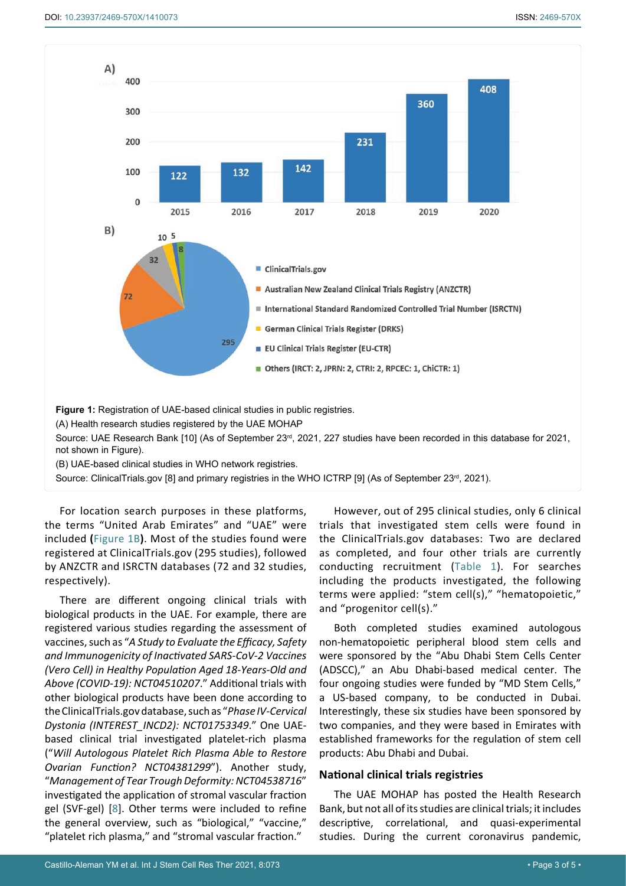**Figure 1:** Registration of UAE-based clinical studies in public registries.

(A) Health research studies registered by the UAE MOHAP

Source: UAE Research Bank [10] (As of September 23rd, 2021, 227 studies have been recorded in this database for 2021, not shown in Figure).

(B) UAE-based clinical studies in WHO network registries.

Source: ClinicalTrials.gov [8] and primary registries in the WHO ICTRP [9] (As of September 23rd, 2021).

For location search purposes in these platforms, the terms "United Arab Emirates" and "UAE" were included (Figure 1B). Most of the studies found were registered at ClinicalTrials.gov (295 studies), followed by ANZCTR and ISRCTN databases (72 and 32 studies, respectively).

There are different ongoing clinical trials with biological products in the UAE. For example, there are registered various studies regarding the assessment of vaccines, such as "*A Study to Evaluate the Efficacy, Safety and Immunogenicity of Inactivated SARS-CoV-2 Vaccines (Vero Cell) in Healthy Population Aged 18-Years-Old and Above (COVID-19): NCT04510207*." Additional trials with other biological products have been done according to the ClinicalTrials.gov database, such as "*Phase IV-Cervical Dystonia (INTEREST_INCD2): NCT01753349*." One UAE-based clinical trial investigated platelet-rich plasma ("*Will Autologous Platelet Rich Plasma Able to Restore Ovarian Function? NCT04381299*"). Another study, "*Management of Tear Trough Deformity: NCT04538716*" investigated the application of stromal vascular fraction gel (SVF-gel) [8]. Other terms were included to refine the general overview, such as "biological," "vaccine," "platelet rich plasma," and "stromal vascular fraction."

However, out of 295 clinical studies, only 6 clinical trials that investigated stem cells were found in the ClinicalTrials.gov databases: Two are declared as completed, and four other trials are currently conducting recruitment (Table 1). For searches including the products investigated, the following terms were applied: "stem cell(s)," "hematopoietic," and "progenitor cell(s)."

Both completed studies examined autologous non-hematopoietic peripheral blood stem cells and were sponsored by the "Abu Dhabi Stem Cells Center (ADSCC)," an Abu Dhabi-based medical center. The four ongoing studies were funded by "MD Stem Cells," a US-based company, to be conducted in Dubai. Interestingly, these six studies have been sponsored by two companies, and they were based in Emirates with established frameworks for the regulation of stem cell products: Abu Dhabi and Dubai.

## National clinical trials registries

The UAE MOHAP has posted the Health Research Bank, but not all of its studies are clinical trials; it includes descriptive, correlational, and quasi-experimental studies. During the current coronavirus pandemic,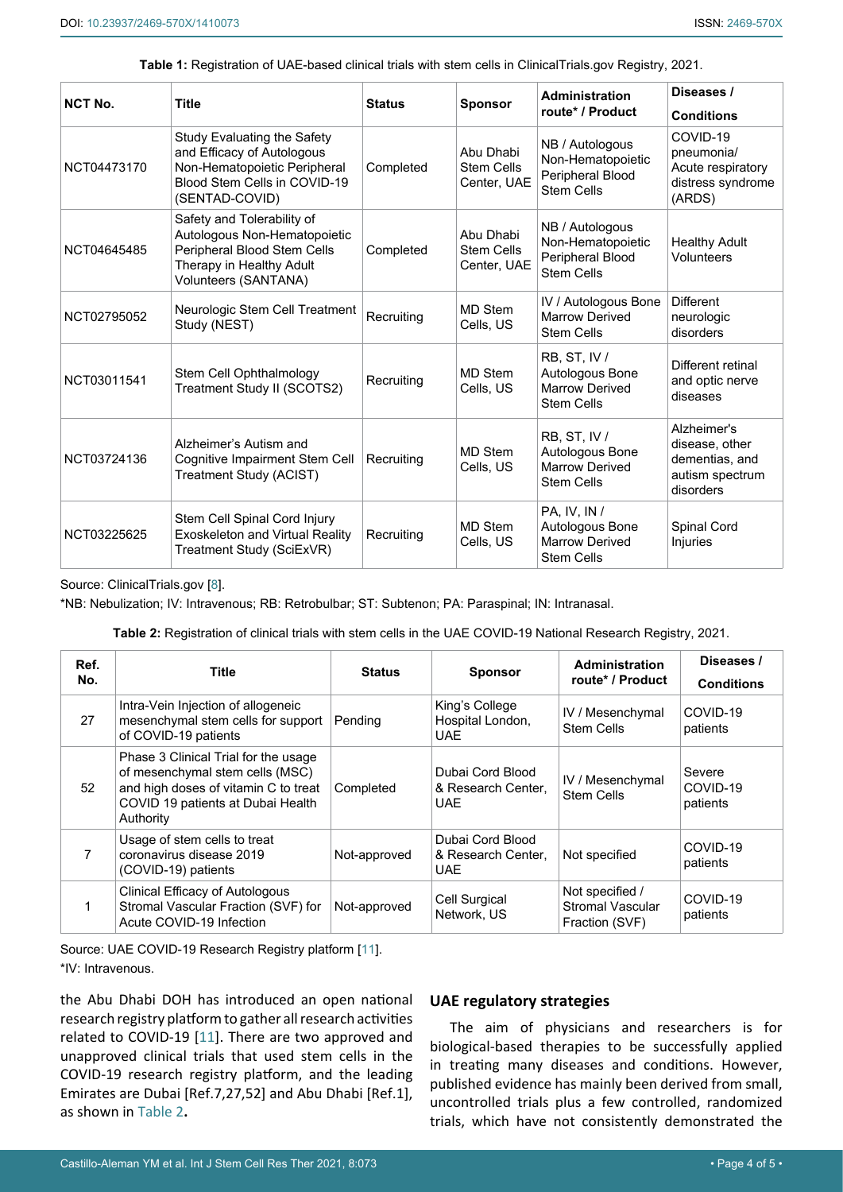**Table 1:** Registration of UAE-based clinical trials with stem cells in ClinicalTrials.gov Registry, 2021.

| NCT No. | Title | Status | Sponsor | Administration route* / Product | Diseases / Conditions |
|---|---|---|---|---|---|
| NCT04473170 | Study Evaluating the Safety and Efficacy of Autologous Non-Hematopoietic Peripheral Blood Stem Cells in COVID-19 (SENTAD-COVID) | Completed | Abu Dhabi Stem Cells Center, UAE | NB / Autologous Non-Hematopoietic Peripheral Blood Stem Cells | COVID-19 pneumonia/ Acute respiratory distress syndrome (ARDS) |
| NCT04645485 | Safety and Tolerability of Autologous Non-Hematopoietic Peripheral Blood Stem Cells Therapy in Healthy Adult Volunteers (SANTANA) | Completed | Abu Dhabi Stem Cells Center, UAE | NB / Autologous Non-Hematopoietic Peripheral Blood Stem Cells | Healthy Adult Volunteers |
| NCT02795052 | Neurologic Stem Cell Treatment Study (NEST) | Recruiting | MD Stem Cells, US | IV / Autologous Bone Marrow Derived Stem Cells | Different neurologic disorders |
| NCT03011541 | Stem Cell Ophthalmology Treatment Study II (SCOTS2) | Recruiting | MD Stem Cells, US | RB, ST, IV / Autologous Bone Marrow Derived Stem Cells | Different retinal and optic nerve diseases |
| NCT03724136 | Alzheimer's Autism and Cognitive Impairment Stem Cell Treatment Study (ACIST) | Recruiting | MD Stem Cells, US | RB, ST, IV / Autologous Bone Marrow Derived Stem Cells | Alzheimer's disease, other dementias, and autism spectrum disorders |
| NCT03225625 | Stem Cell Spinal Cord Injury Exoskeleton and Virtual Reality Treatment Study (SciExVR) | Recruiting | MD Stem Cells, US | PA, IV, IN / Autologous Bone Marrow Derived Stem Cells | Spinal Cord Injuries |

Source: ClinicalTrials.gov [8].

*NB: Nebulization; IV: Intravenous; RB: Retrobulbar; ST: Subtenon; PA: Paraspinal; IN: Intranasal.

**Table 2:** Registration of clinical trials with stem cells in the UAE COVID-19 National Research Registry, 2021.

| Ref. No. | Title | Status | Sponsor | Administration route* / Product | Diseases / Conditions |
|---|---|---|---|---|---|
| 27 | Intra-Vein Injection of allogeneic mesenchymal stem cells for support of COVID-19 patients | Pending | King's College Hospital London, UAE | IV / Mesenchymal Stem Cells | COVID-19 patients |
| 52 | Phase 3 Clinical Trial for the usage of mesenchymal stem cells (MSC) and high doses of vitamin C to treat COVID 19 patients at Dubai Health Authority | Completed | Dubai Cord Blood & Research Center, UAE | IV / Mesenchymal Stem Cells | Severe COVID-19 patients |
| 7 | Usage of stem cells to treat coronavirus disease 2019 (COVID-19) patients | Not-approved | Dubai Cord Blood & Research Center, UAE | Not specified | COVID-19 patients |
| 1 | Clinical Efficacy of Autologous Stromal Vascular Fraction (SVF) for Acute COVID-19 Infection | Not-approved | Cell Surgical Network, US | Not specified / Stromal Vascular Fraction (SVF) | COVID-19 patients |

Source: UAE COVID-19 Research Registry platform [11].

*IV: Intravenous.

the Abu Dhabi DOH has introduced an open national research registry platform to gather all research activities related to COVID-19 [11]. There are two approved and unapproved clinical trials that used stem cells in the COVID-19 research registry platform, and the leading Emirates are Dubai [Ref.7,27,52] and Abu Dhabi [Ref.1], as shown in Table 2**.**

## UAE regulatory strategies

The aim of physicians and researchers is for biological-based therapies to be successfully applied in treating many diseases and conditions. However, published evidence has mainly been derived from small, uncontrolled trials plus a few controlled, randomized trials, which have not consistently demonstrated the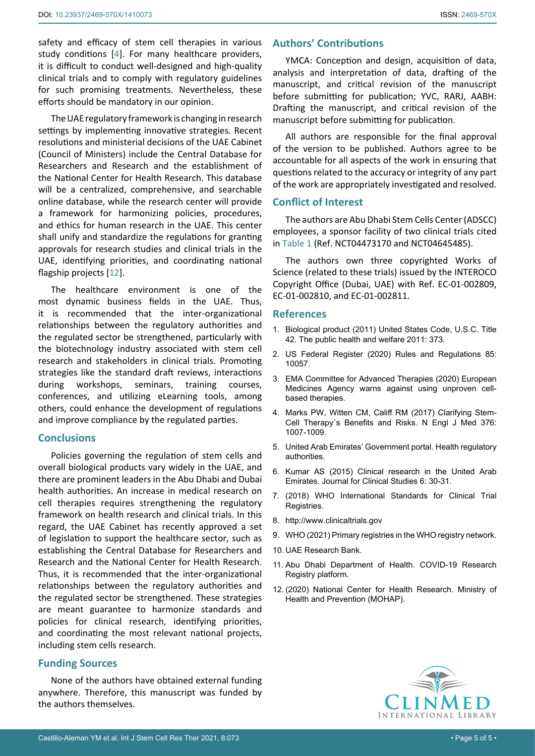safety and efficacy of stem cell therapies in various study conditions [4]. For many healthcare providers, it is difficult to conduct well-designed and high-quality clinical trials and to comply with regulatory guidelines for such promising treatments. Nevertheless, these efforts should be mandatory in our opinion.

The UAE regulatory framework is changing in research settings by implementing innovative strategies. Recent resolutions and ministerial decisions of the UAE Cabinet (Council of Ministers) include the Central Database for Researchers and Research and the establishment of the National Center for Health Research. This database will be a centralized, comprehensive, and searchable online database, while the research center will provide a framework for harmonizing policies, procedures, and ethics for human research in the UAE. This center shall unify and standardize the regulations for granting approvals for research studies and clinical trials in the UAE, identifying priorities, and coordinating national flagship projects [12].

The healthcare environment is one of the most dynamic business fields in the UAE. Thus, it is recommended that the inter-organizational relationships between the regulatory authorities and the regulated sector be strengthened, particularly with the biotechnology industry associated with stem cell research and stakeholders in clinical trials. Promoting strategies like the standard draft reviews, interactions during workshops, seminars, training courses, conferences, and utilizing eLearning tools, among others, could enhance the development of regulations and improve compliance by the regulated parties.

## Conclusions

Policies governing the regulation of stem cells and overall biological products vary widely in the UAE, and there are prominent leaders in the Abu Dhabi and Dubai health authorities. An increase in medical research on cell therapies requires strengthening the regulatory framework on health research and clinical trials. In this regard, the UAE Cabinet has recently approved a set of legislation to support the healthcare sector, such as establishing the Central Database for Researchers and Research and the National Center for Health Research. Thus, it is recommended that the inter-organizational relationships between the regulatory authorities and the regulated sector be strengthened. These strategies are meant guarantee to harmonize standards and policies for clinical research, identifying priorities, and coordinating the most relevant national projects, including stem cells research.

## Funding Sources

None of the authors have obtained external funding anywhere. Therefore, this manuscript was funded by the authors themselves.

## Authors' Contributions

YMCA: Conception and design, acquisition of data, analysis and interpretation of data, drafting of the manuscript, and critical revision of the manuscript before submitting for publication; YVC, RARJ, AABH: Drafting the manuscript, and critical revision of the manuscript before submitting for publication.

All authors are responsible for the final approval of the version to be published. Authors agree to be accountable for all aspects of the work in ensuring that questions related to the accuracy or integrity of any part of the work are appropriately investigated and resolved.

## Conflict of Interest

The authors are Abu Dhabi Stem Cells Center (ADSCC) employees, a sponsor facility of two clinical trials cited in Table 1 (Ref. NCT04473170 and NCT04645485).

The authors own three copyrighted Works of Science (related to these trials) issued by the INTEROCO Copyright Office (Dubai, UAE) with Ref. EC-01-002809, EC-01-002810, and EC-01-002811.

## References

1. Biological product (2011) United States Code, U.S.C. Title 42. The public health and welfare 2011: 373.
2. US Federal Register (2020) Rules and Regulations 85: 10057.
3. EMA Committee for Advanced Therapies (2020) European Medicines Agency warns against using unproven cell-based therapies.
4. Marks PW, Witten CM, Califf RM (2017) Clarifying Stem-Cell Therapy´s Benefits and Risks. N Engl J Med 376: 1007-1009.
5. United Arab Emirates' Government portal. Health regulatory authorities.
6. Kumar AS (2015) Clinical research in the United Arab Emirates. Journal for Clinical Studies 6: 30-31.
7. (2018) WHO International Standards for Clinical Trial Registries.
8. http://www.clinicaltrials.gov
9. WHO (2021) Primary registries in the WHO registry network.
10. UAE Research Bank.
11. Abu Dhabi Department of Health. COVID-19 Research Registry platform.
12. (2020) National Center for Health Research. Ministry of Health and Prevention (MOHAP).